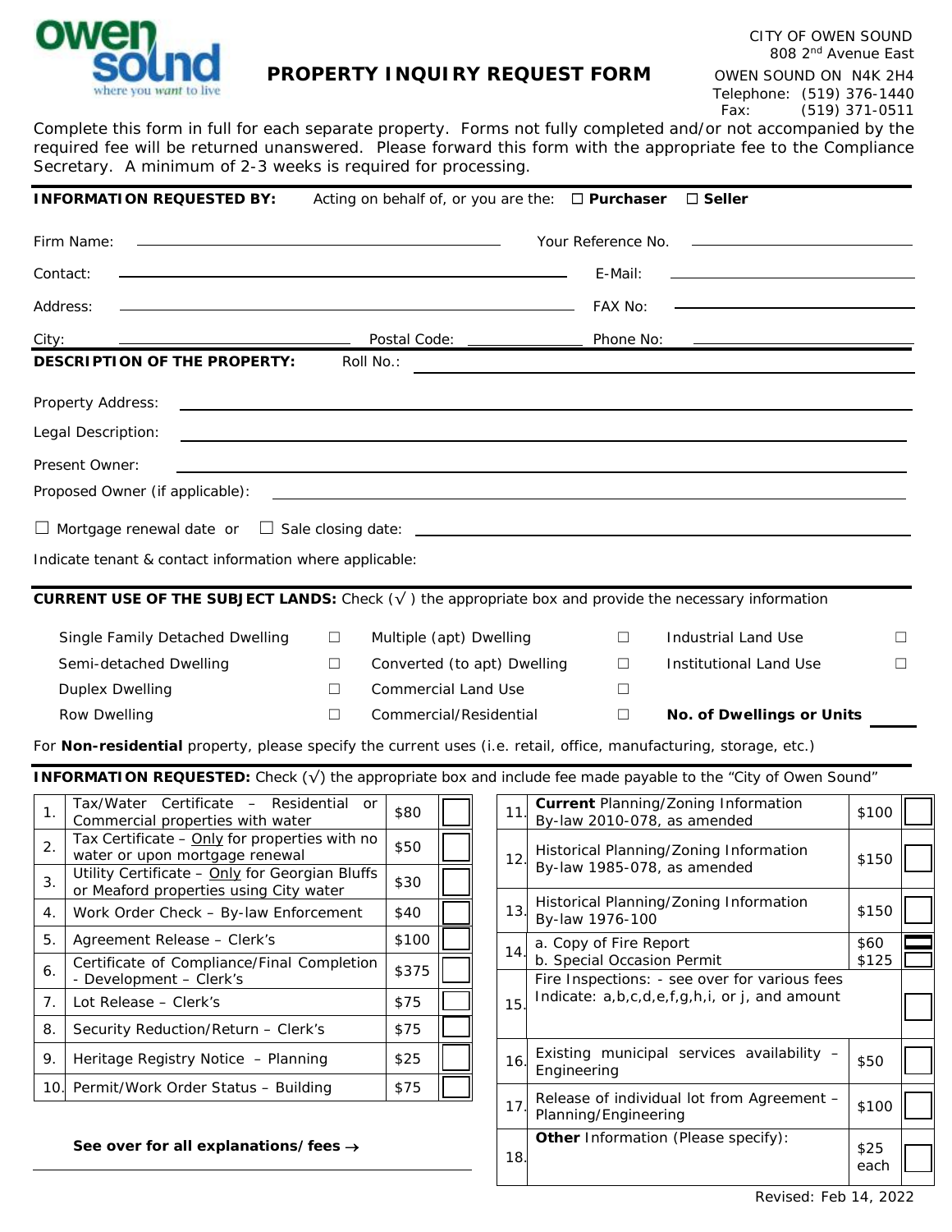owen sound
where you want to live

# PROPERTY INQUIRY REQUEST FORM

CITY OF OWEN SOUND
808 2nd Avenue East
OWEN SOUND ON N4K 2H4
Telephone: (519) 376-1440
Fax: (519) 371-0511

Complete this form in full for each separate property. Forms not fully completed and/or not accompanied by the required fee will be returned unanswered. Please forward this form with the appropriate fee to the Compliance Secretary. A minimum of 2-3 weeks is required for processing.

**INFORMATION REQUESTED BY:** Acting on behalf of, or you are the: ☐ **Purchaser** ☐ **Seller**

Firm Name: ____________________ Your Reference No. ____________________

Contact: ____________________ E-Mail: ____________________

Address: ____________________ FAX No: ____________________

City: ____________________ Postal Code: ____________ Phone No: ____________________

**DESCRIPTION OF THE PROPERTY:** Roll No.: ____________________

Property Address: ____________________

Legal Description: ____________________

Present Owner: ____________________

Proposed Owner (if applicable): ____________________

☐ Mortgage renewal date or ☐ Sale closing date: ____________________

Indicate tenant & contact information where applicable:

**CURRENT USE OF THE SUBJECT LANDS:** Check (√) the appropriate box and provide the necessary information

| | | | | | |
|---|---|---|---|---|---|
| Single Family Detached Dwelling | ☐ | Multiple (apt) Dwelling | ☐ | Industrial Land Use | ☐ |
| Semi-detached Dwelling | ☐ | Converted (to apt) Dwelling | ☐ | Institutional Land Use | ☐ |
| Duplex Dwelling | ☐ | Commercial Land Use | ☐ | | |
| Row Dwelling | ☐ | Commercial/Residential | ☐ | **No. of Dwellings or Units** | ____ |

For **Non-residential** property, please specify the current uses (i.e. retail, office, manufacturing, storage, etc.)

**INFORMATION REQUESTED:** Check (√) the appropriate box and include fee made payable to the "City of Owen Sound"

| No. | Item | Fee | ☐ |
|---|---|---|---|
| 1. | Tax/Water Certificate – Residential or Commercial properties with water | $80 | ☐ |
| 2. | Tax Certificate – Only for properties with no water or upon mortgage renewal | $50 | ☐ |
| 3. | Utility Certificate – Only for Georgian Bluffs or Meaford properties using City water | $30 | ☐ |
| 4. | Work Order Check – By-law Enforcement | $40 | ☐ |
| 5. | Agreement Release – Clerk's | $100 | ☐ |
| 6. | Certificate of Compliance/Final Completion - Development – Clerk's | $375 | ☐ |
| 7. | Lot Release – Clerk's | $75 | ☐ |
| 8. | Security Reduction/Return – Clerk's | $75 | ☐ |
| 9. | Heritage Registry Notice – Planning | $25 | ☐ |
| 10. | Permit/Work Order Status – Building | $75 | ☐ |

**See over for all explanations/fees →**

| No. | Item | Fee | ☐ |
|---|---|---|---|
| 11. | **Current** Planning/Zoning Information By-law 2010-078, as amended | $100 | ☐ |
| 12. | Historical Planning/Zoning Information By-law 1985-078, as amended | $150 | ☐ |
| 13. | Historical Planning/Zoning Information By-law 1976-100 | $150 | ☐ |
| 14. | a. Copy of Fire Report<br>b. Special Occasion Permit | $60<br>$125 | ☐<br>☐ |
| 15. | Fire Inspections: - see over for various fees<br>Indicate: a,b,c,d,e,f,g,h,i, or j, and amount | | ☐ |
| 16. | Existing municipal services availability – Engineering | $50 | ☐ |
| 17. | Release of individual lot from Agreement – Planning/Engineering | $100 | ☐ |
| 18. | **Other** Information (Please specify): | $25 each | ☐ |

Revised: Feb 14, 2022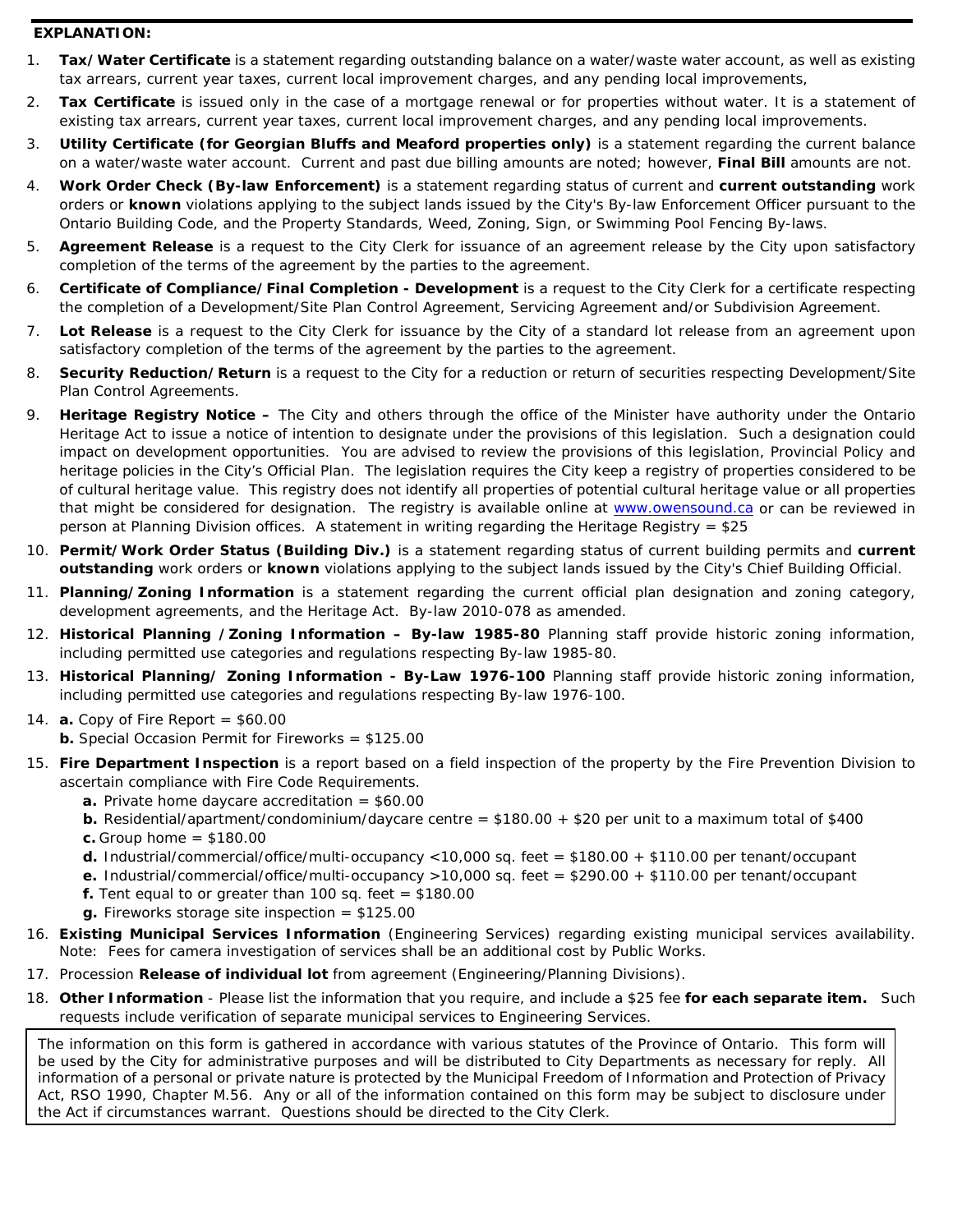**EXPLANATION:**

1. **Tax/Water Certificate** is a statement regarding outstanding balance on a water/waste water account, as well as existing tax arrears, current year taxes, current local improvement charges, and any pending local improvements,
2. **Tax Certificate** is issued only in the case of a mortgage renewal or for properties without water. It is a statement of existing tax arrears, current year taxes, current local improvement charges, and any pending local improvements.
3. **Utility Certificate (for Georgian Bluffs and Meaford properties only)** is a statement regarding the current balance on a water/waste water account. Current and past due billing amounts are noted; however, **Final Bill** amounts are not.
4. **Work Order Check (By-law Enforcement)** is a statement regarding status of current and **current outstanding** work orders or **known** violations applying to the subject lands issued by the City's By-law Enforcement Officer pursuant to the Ontario Building Code, and the Property Standards, Weed, Zoning, Sign, or Swimming Pool Fencing By-laws.
5. **Agreement Release** is a request to the City Clerk for issuance of an agreement release by the City upon satisfactory completion of the terms of the agreement by the parties to the agreement.
6. **Certificate of Compliance/Final Completion - Development** is a request to the City Clerk for a certificate respecting the completion of a Development/Site Plan Control Agreement, Servicing Agreement and/or Subdivision Agreement.
7. **Lot Release** is a request to the City Clerk for issuance by the City of a standard lot release from an agreement upon satisfactory completion of the terms of the agreement by the parties to the agreement.
8. **Security Reduction/Return** is a request to the City for a reduction or return of securities respecting Development/Site Plan Control Agreements.
9. **Heritage Registry Notice –** The City and others through the office of the Minister have authority under the Ontario Heritage Act to issue a notice of intention to designate under the provisions of this legislation. Such a designation could impact on development opportunities. You are advised to review the provisions of this legislation, Provincial Policy and heritage policies in the City's Official Plan. The legislation requires the City keep a registry of properties considered to be of cultural heritage value. This registry does not identify all properties of potential cultural heritage value or all properties that might be considered for designation. The registry is available online at www.owensound.ca or can be reviewed in person at Planning Division offices. A statement in writing regarding the Heritage Registry = $25
10. **Permit/Work Order Status (Building Div.)** is a statement regarding status of current building permits and **current outstanding** work orders or **known** violations applying to the subject lands issued by the City's Chief Building Official.
11. **Planning/Zoning Information** is a statement regarding the current official plan designation and zoning category, development agreements, and the Heritage Act. By-law 2010-078 as amended.
12. **Historical Planning /Zoning Information – By-law 1985-80** Planning staff provide historic zoning information, including permitted use categories and regulations respecting By-law 1985-80.
13. **Historical Planning/ Zoning Information - By-Law 1976-100** Planning staff provide historic zoning information, including permitted use categories and regulations respecting By-law 1976-100.
14. **a.** Copy of Fire Report = $60.00
    **b.** Special Occasion Permit for Fireworks = $125.00
15. **Fire Department Inspection** is a report based on a field inspection of the property by the Fire Prevention Division to ascertain compliance with Fire Code Requirements.
    - **a.** Private home daycare accreditation = $60.00
    - **b.** Residential/apartment/condominium/daycare centre = $180.00 + $20 per unit to a maximum total of $400
    - **c.** Group home = $180.00
    - **d.** Industrial/commercial/office/multi-occupancy <10,000 sq. feet = $180.00 + $110.00 per tenant/occupant
    - **e.** Industrial/commercial/office/multi-occupancy >10,000 sq. feet = $290.00 + $110.00 per tenant/occupant
    - **f.** Tent equal to or greater than 100 sq. feet = $180.00
    - **g.** Fireworks storage site inspection = $125.00
16. **Existing Municipal Services Information** (Engineering Services) regarding existing municipal services availability. Note: Fees for camera investigation of services shall be an additional cost by Public Works.
17. Procession **Release of individual lot** from agreement (Engineering/Planning Divisions).
18. **Other Information** - Please list the information that you require, and include a $25 fee **for each separate item.** Such requests include verification of separate municipal services to Engineering Services.

The information on this form is gathered in accordance with various statutes of the Province of Ontario. This form will be used by the City for administrative purposes and will be distributed to City Departments as necessary for reply. All information of a personal or private nature is protected by the Municipal Freedom of Information and Protection of Privacy Act, RSO 1990, Chapter M.56. Any or all of the information contained on this form may be subject to disclosure under the Act if circumstances warrant. Questions should be directed to the City Clerk.